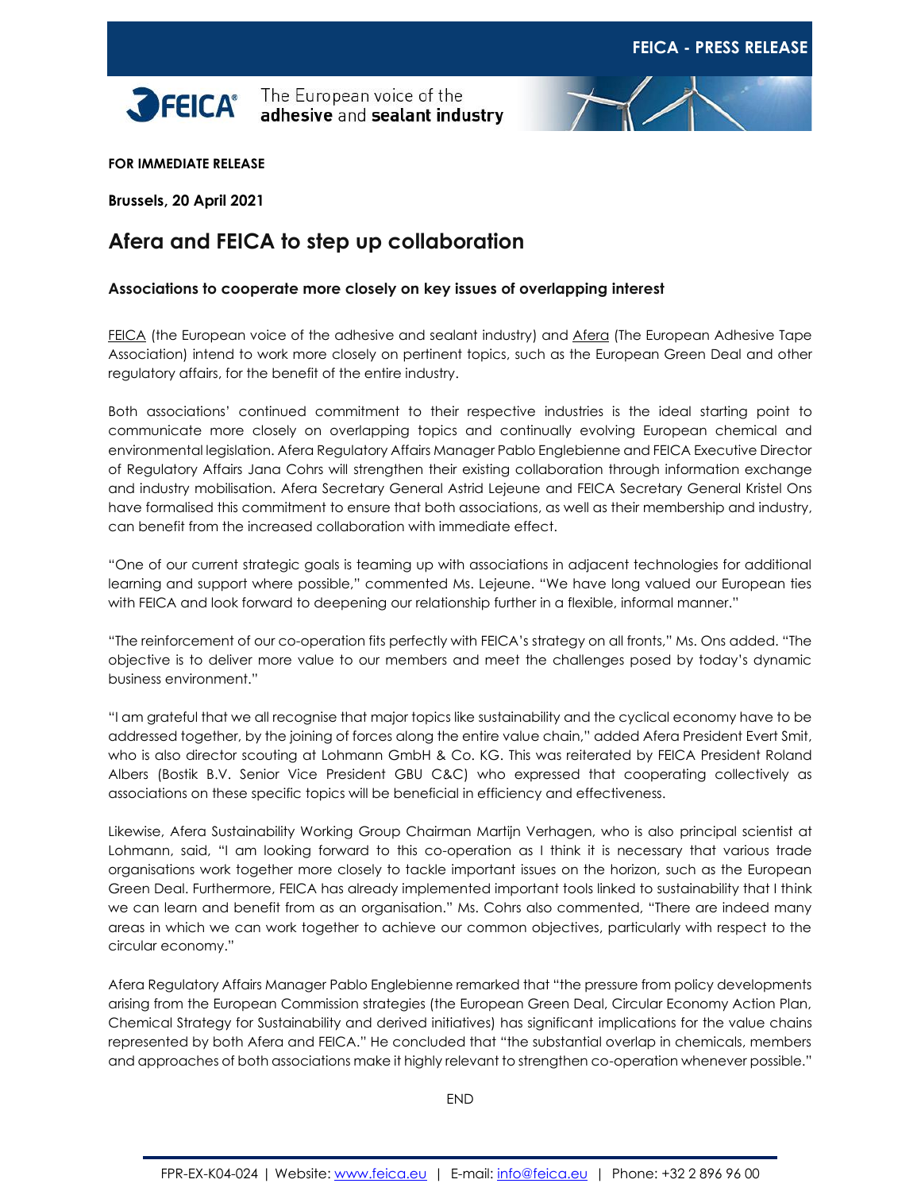FEICA - PRESS RELEASE

FEICA® The European voice of the **adhesive** and **sealant industry**

**FOR IMMEDIATE RELEASE**

**Brussels, 20 April 2021**

# Afera and FEICA to step up collaboration

### Associations to cooperate more closely on key issues of overlapping interest

FEICA (the European voice of the adhesive and sealant industry) and Afera (The European Adhesive Tape Association) intend to work more closely on pertinent topics, such as the European Green Deal and other regulatory affairs, for the benefit of the entire industry.

Both associations' continued commitment to their respective industries is the ideal starting point to communicate more closely on overlapping topics and continually evolving European chemical and environmental legislation. Afera Regulatory Affairs Manager Pablo Englebienne and FEICA Executive Director of Regulatory Affairs Jana Cohrs will strengthen their existing collaboration through information exchange and industry mobilisation. Afera Secretary General Astrid Lejeune and FEICA Secretary General Kristel Ons have formalised this commitment to ensure that both associations, as well as their membership and industry, can benefit from the increased collaboration with immediate effect.

"One of our current strategic goals is teaming up with associations in adjacent technologies for additional learning and support where possible," commented Ms. Lejeune. "We have long valued our European ties with FEICA and look forward to deepening our relationship further in a flexible, informal manner."

"The reinforcement of our co-operation fits perfectly with FEICA's strategy on all fronts," Ms. Ons added. "The objective is to deliver more value to our members and meet the challenges posed by today's dynamic business environment."

"I am grateful that we all recognise that major topics like sustainability and the cyclical economy have to be addressed together, by the joining of forces along the entire value chain," added Afera President Evert Smit, who is also director scouting at Lohmann GmbH & Co. KG. This was reiterated by FEICA President Roland Albers (Bostik B.V. Senior Vice President GBU C&C) who expressed that cooperating collectively as associations on these specific topics will be beneficial in efficiency and effectiveness.

Likewise, Afera Sustainability Working Group Chairman Martijn Verhagen, who is also principal scientist at Lohmann, said, "I am looking forward to this co-operation as I think it is necessary that various trade organisations work together more closely to tackle important issues on the horizon, such as the European Green Deal. Furthermore, FEICA has already implemented important tools linked to sustainability that I think we can learn and benefit from as an organisation." Ms. Cohrs also commented, "There are indeed many areas in which we can work together to achieve our common objectives, particularly with respect to the circular economy."

Afera Regulatory Affairs Manager Pablo Englebienne remarked that "the pressure from policy developments arising from the European Commission strategies (the European Green Deal, Circular Economy Action Plan, Chemical Strategy for Sustainability and derived initiatives) has significant implications for the value chains represented by both Afera and FEICA." He concluded that "the substantial overlap in chemicals, members and approaches of both associations make it highly relevant to strengthen co-operation whenever possible."

END

FPR-EX-K04-024 | Website: www.feica.eu | E-mail: info@feica.eu | Phone: +32 2 896 96 00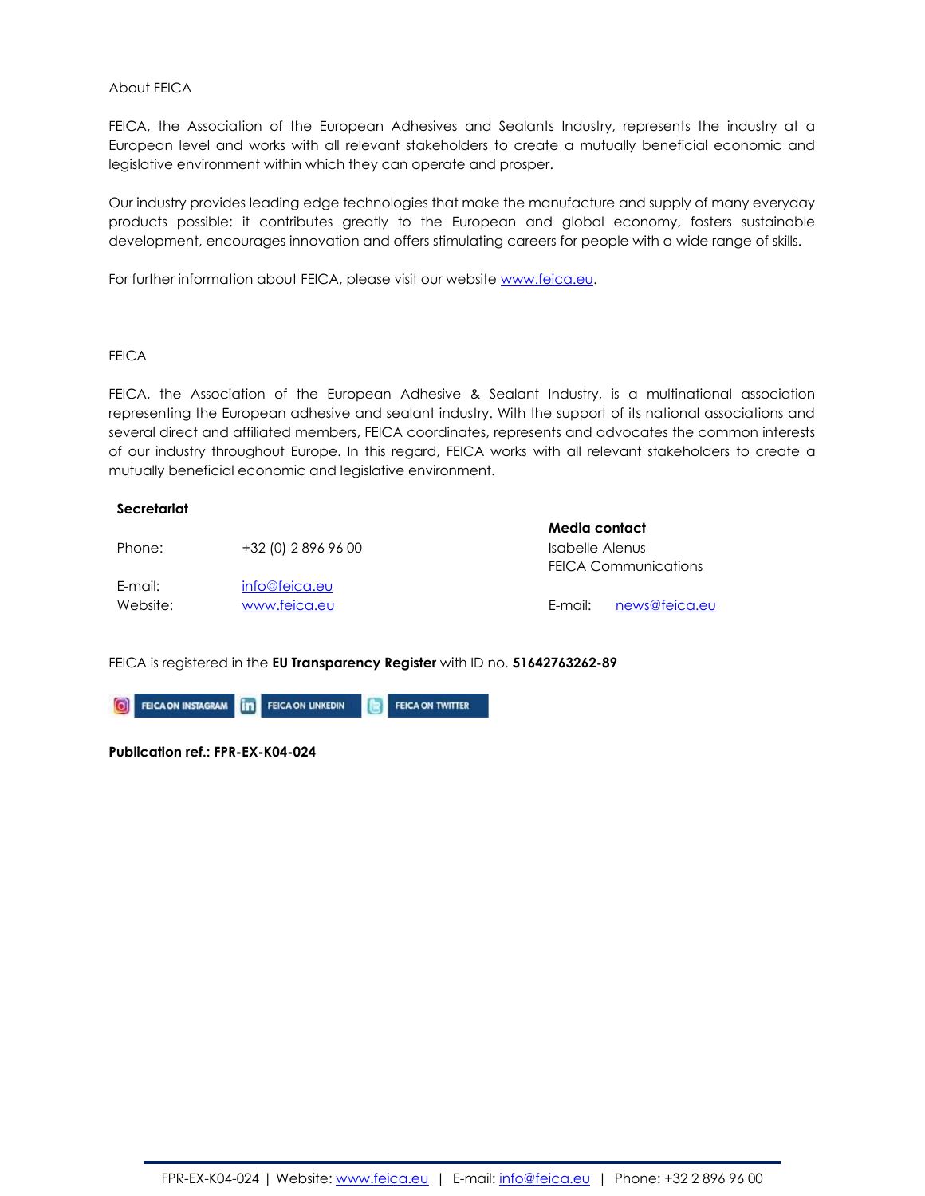About FEICA

FEICA, the Association of the European Adhesives and Sealants Industry, represents the industry at a European level and works with all relevant stakeholders to create a mutually beneficial economic and legislative environment within which they can operate and prosper.

Our industry provides leading edge technologies that make the manufacture and supply of many everyday products possible; it contributes greatly to the European and global economy, fosters sustainable development, encourages innovation and offers stimulating careers for people with a wide range of skills.

For further information about FEICA, please visit our website www.feica.eu.

FEICA

FEICA, the Association of the European Adhesive & Sealant Industry, is a multinational association representing the European adhesive and sealant industry. With the support of its national associations and several direct and affiliated members, FEICA coordinates, represents and advocates the common interests of our industry throughout Europe. In this regard, FEICA works with all relevant stakeholders to create a mutually beneficial economic and legislative environment.

**Secretariat**

Phone: +32 (0) 2 896 96 00

E-mail: info@feica.eu
Website: www.feica.eu

**Media contact**
Isabelle Alenus
FEICA Communications

E-mail: news@feica.eu

FEICA is registered in the **EU Transparency Register** with ID no. **51642763262-89**

FEICA ON INSTAGRAM | FEICA ON LINKEDIN | FEICA ON TWITTER

**Publication ref.: FPR-EX-K04-024**